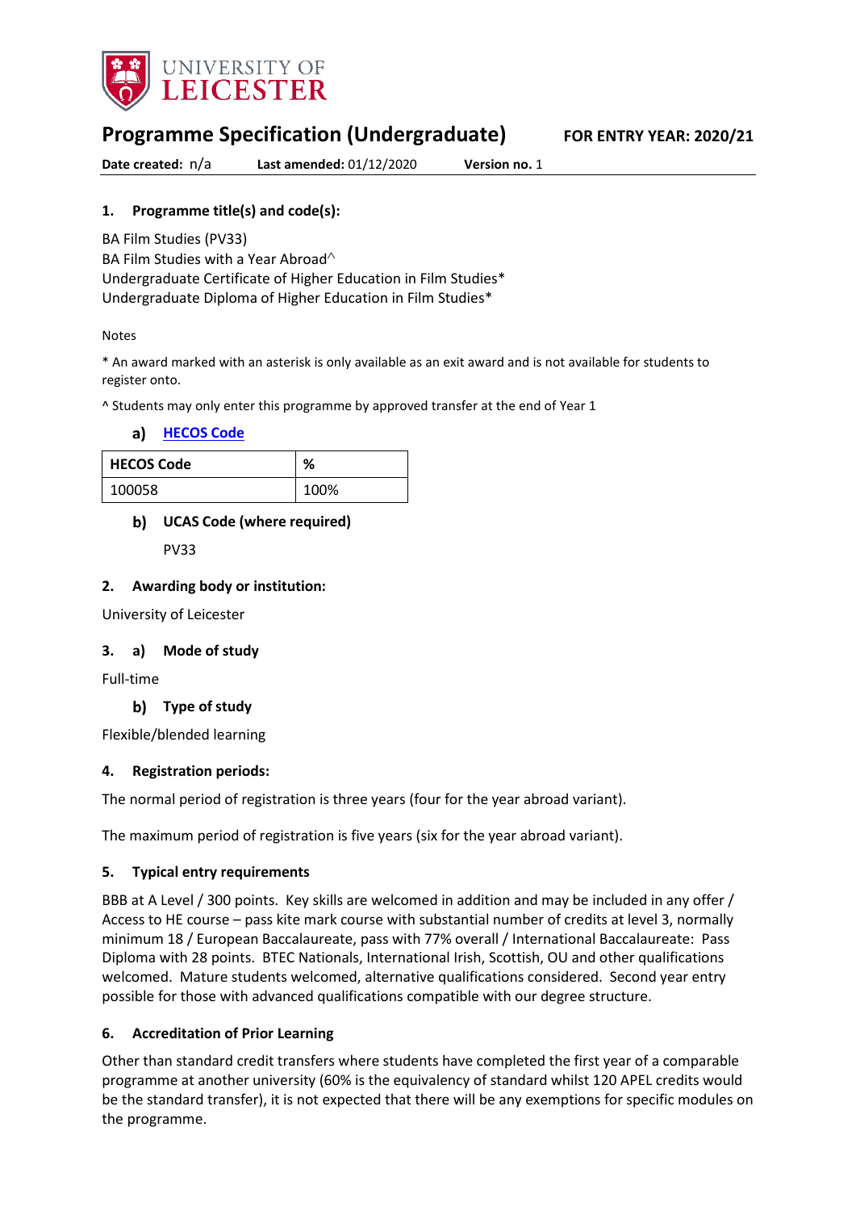# Programme Specification (Undergraduate)

**FOR ENTRY YEAR: 2020/21**

**Date created:** n/a **Last amended:** 01/12/2020 **Version no.** 1

## 1. Programme title(s) and code(s):

BA Film Studies (PV33)
BA Film Studies with a Year Abroad^
Undergraduate Certificate of Higher Education in Film Studies*
Undergraduate Diploma of Higher Education in Film Studies*

Notes

* An award marked with an asterisk is only available as an exit award and is not available for students to register onto.

^ Students may only enter this programme by approved transfer at the end of Year 1

### a) HECOS Code

| HECOS Code | % |
| --- | --- |
| 100058 | 100% |

### b) UCAS Code (where required)

PV33

## 2. Awarding body or institution:

University of Leicester

## 3. a) Mode of study

Full-time

### b) Type of study

Flexible/blended learning

## 4. Registration periods:

The normal period of registration is three years (four for the year abroad variant).

The maximum period of registration is five years (six for the year abroad variant).

## 5. Typical entry requirements

BBB at A Level / 300 points. Key skills are welcomed in addition and may be included in any offer / Access to HE course – pass kite mark course with substantial number of credits at level 3, normally minimum 18 / European Baccalaureate, pass with 77% overall / International Baccalaureate: Pass Diploma with 28 points. BTEC Nationals, International Irish, Scottish, OU and other qualifications welcomed. Mature students welcomed, alternative qualifications considered. Second year entry possible for those with advanced qualifications compatible with our degree structure.

## 6. Accreditation of Prior Learning

Other than standard credit transfers where students have completed the first year of a comparable programme at another university (60% is the equivalency of standard whilst 120 APEL credits would be the standard transfer), it is not expected that there will be any exemptions for specific modules on the programme.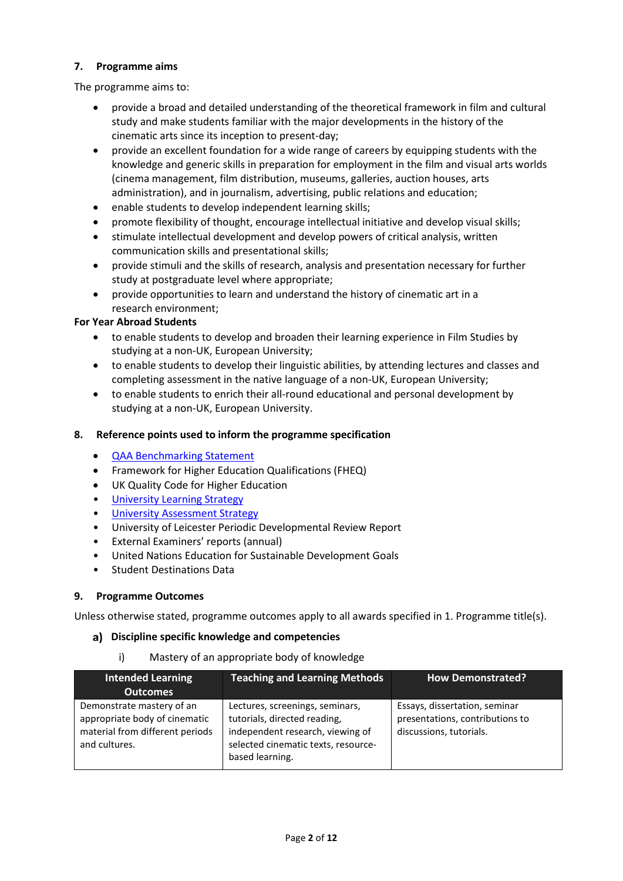## 7. Programme aims

The programme aims to:

- provide a broad and detailed understanding of the theoretical framework in film and cultural study and make students familiar with the major developments in the history of the cinematic arts since its inception to present-day;
- provide an excellent foundation for a wide range of careers by equipping students with the knowledge and generic skills in preparation for employment in the film and visual arts worlds (cinema management, film distribution, museums, galleries, auction houses, arts administration), and in journalism, advertising, public relations and education;
- enable students to develop independent learning skills;
- promote flexibility of thought, encourage intellectual initiative and develop visual skills;
- stimulate intellectual development and develop powers of critical analysis, written communication skills and presentational skills;
- provide stimuli and the skills of research, analysis and presentation necessary for further study at postgraduate level where appropriate;
- provide opportunities to learn and understand the history of cinematic art in a research environment;

**For Year Abroad Students**

- to enable students to develop and broaden their learning experience in Film Studies by studying at a non-UK, European University;
- to enable students to develop their linguistic abilities, by attending lectures and classes and completing assessment in the native language of a non-UK, European University;
- to enable students to enrich their all-round educational and personal development by studying at a non-UK, European University.

## 8. Reference points used to inform the programme specification

- QAA Benchmarking Statement
- Framework for Higher Education Qualifications (FHEQ)
- UK Quality Code for Higher Education
- University Learning Strategy
- University Assessment Strategy
- University of Leicester Periodic Developmental Review Report
- External Examiners' reports (annual)
- United Nations Education for Sustainable Development Goals
- Student Destinations Data

## 9. Programme Outcomes

Unless otherwise stated, programme outcomes apply to all awards specified in 1. Programme title(s).

### a) Discipline specific knowledge and competencies

i) Mastery of an appropriate body of knowledge

| Intended Learning Outcomes | Teaching and Learning Methods | How Demonstrated? |
|---|---|---|
| Demonstrate mastery of an appropriate body of cinematic material from different periods and cultures. | Lectures, screenings, seminars, tutorials, directed reading, independent research, viewing of selected cinematic texts, resource-based learning. | Essays, dissertation, seminar presentations, contributions to discussions, tutorials. |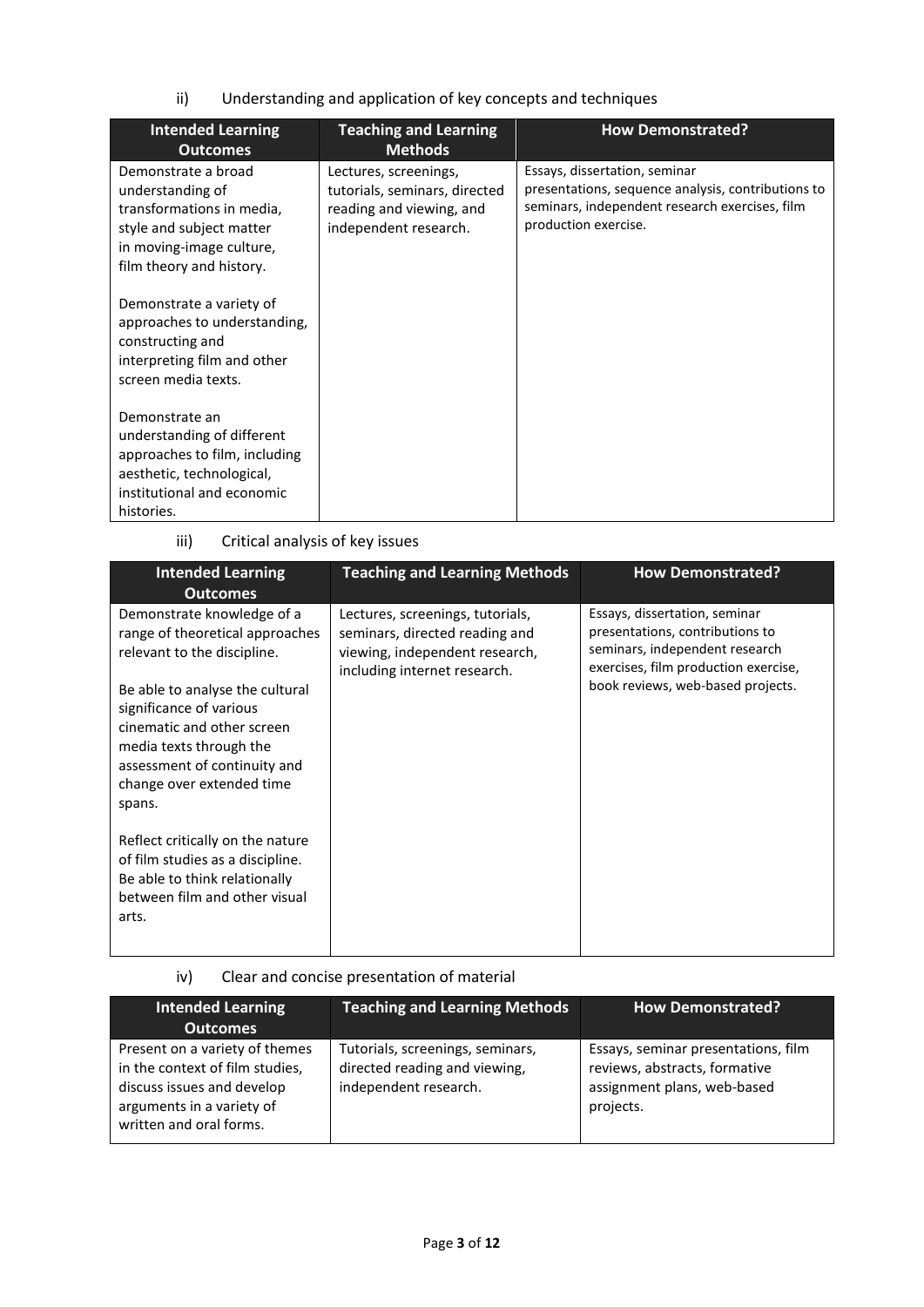ii) Understanding and application of key concepts and techniques

| Intended Learning Outcomes | Teaching and Learning Methods | How Demonstrated? |
|---|---|---|
| Demonstrate a broad understanding of transformations in media, style and subject matter in moving-image culture, film theory and history.<br><br>Demonstrate a variety of approaches to understanding, constructing and interpreting film and other screen media texts.<br><br>Demonstrate an understanding of different approaches to film, including aesthetic, technological, institutional and economic histories. | Lectures, screenings, tutorials, seminars, directed reading and viewing, and independent research. | Essays, dissertation, seminar presentations, sequence analysis, contributions to seminars, independent research exercises, film production exercise. |

iii) Critical analysis of key issues

| Intended Learning Outcomes | Teaching and Learning Methods | How Demonstrated? |
|---|---|---|
| Demonstrate knowledge of a range of theoretical approaches relevant to the discipline.<br><br>Be able to analyse the cultural significance of various cinematic and other screen media texts through the assessment of continuity and change over extended time spans.<br><br>Reflect critically on the nature of film studies as a discipline. Be able to think relationally between film and other visual arts. | Lectures, screenings, tutorials, seminars, directed reading and viewing, independent research, including internet research. | Essays, dissertation, seminar presentations, contributions to seminars, independent research exercises, film production exercise, book reviews, web-based projects. |

iv) Clear and concise presentation of material

| Intended Learning Outcomes | Teaching and Learning Methods | How Demonstrated? |
|---|---|---|
| Present on a variety of themes in the context of film studies, discuss issues and develop arguments in a variety of written and oral forms. | Tutorials, screenings, seminars, directed reading and viewing, independent research. | Essays, seminar presentations, film reviews, abstracts, formative assignment plans, web-based projects. |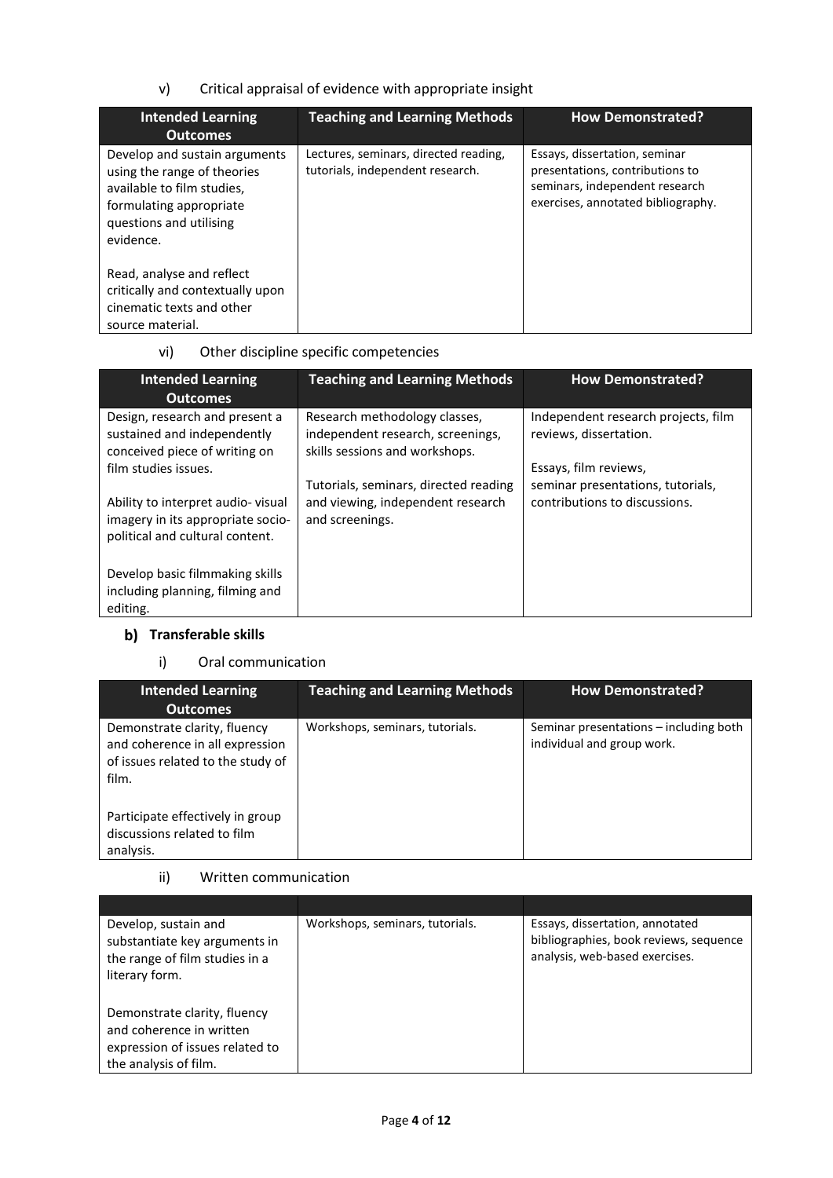v) Critical appraisal of evidence with appropriate insight

| Intended Learning Outcomes | Teaching and Learning Methods | How Demonstrated? |
|---|---|---|
| Develop and sustain arguments using the range of theories available to film studies, formulating appropriate questions and utilising evidence.<br><br>Read, analyse and reflect critically and contextually upon cinematic texts and other source material. | Lectures, seminars, directed reading, tutorials, independent research. | Essays, dissertation, seminar presentations, contributions to seminars, independent research exercises, annotated bibliography. |

vi) Other discipline specific competencies

| Intended Learning Outcomes | Teaching and Learning Methods | How Demonstrated? |
|---|---|---|
| Design, research and present a sustained and independently conceived piece of writing on film studies issues.<br><br>Ability to interpret audio- visual imagery in its appropriate socio-political and cultural content.<br><br>Develop basic filmmaking skills including planning, filming and editing. | Research methodology classes, independent research, screenings, skills sessions and workshops.<br><br>Tutorials, seminars, directed reading and viewing, independent research and screenings. | Independent research projects, film reviews, dissertation.<br><br>Essays, film reviews, seminar presentations, tutorials, contributions to discussions. |

### b) Transferable skills

i) Oral communication

| Intended Learning Outcomes | Teaching and Learning Methods | How Demonstrated? |
|---|---|---|
| Demonstrate clarity, fluency and coherence in all expression of issues related to the study of film.<br><br>Participate effectively in group discussions related to film analysis. | Workshops, seminars, tutorials. | Seminar presentations – including both individual and group work. |

ii) Written communication

| | | |
|---|---|---|
| Develop, sustain and substantiate key arguments in the range of film studies in a literary form.<br><br>Demonstrate clarity, fluency and coherence in written expression of issues related to the analysis of film. | Workshops, seminars, tutorials. | Essays, dissertation, annotated bibliographies, book reviews, sequence analysis, web-based exercises. |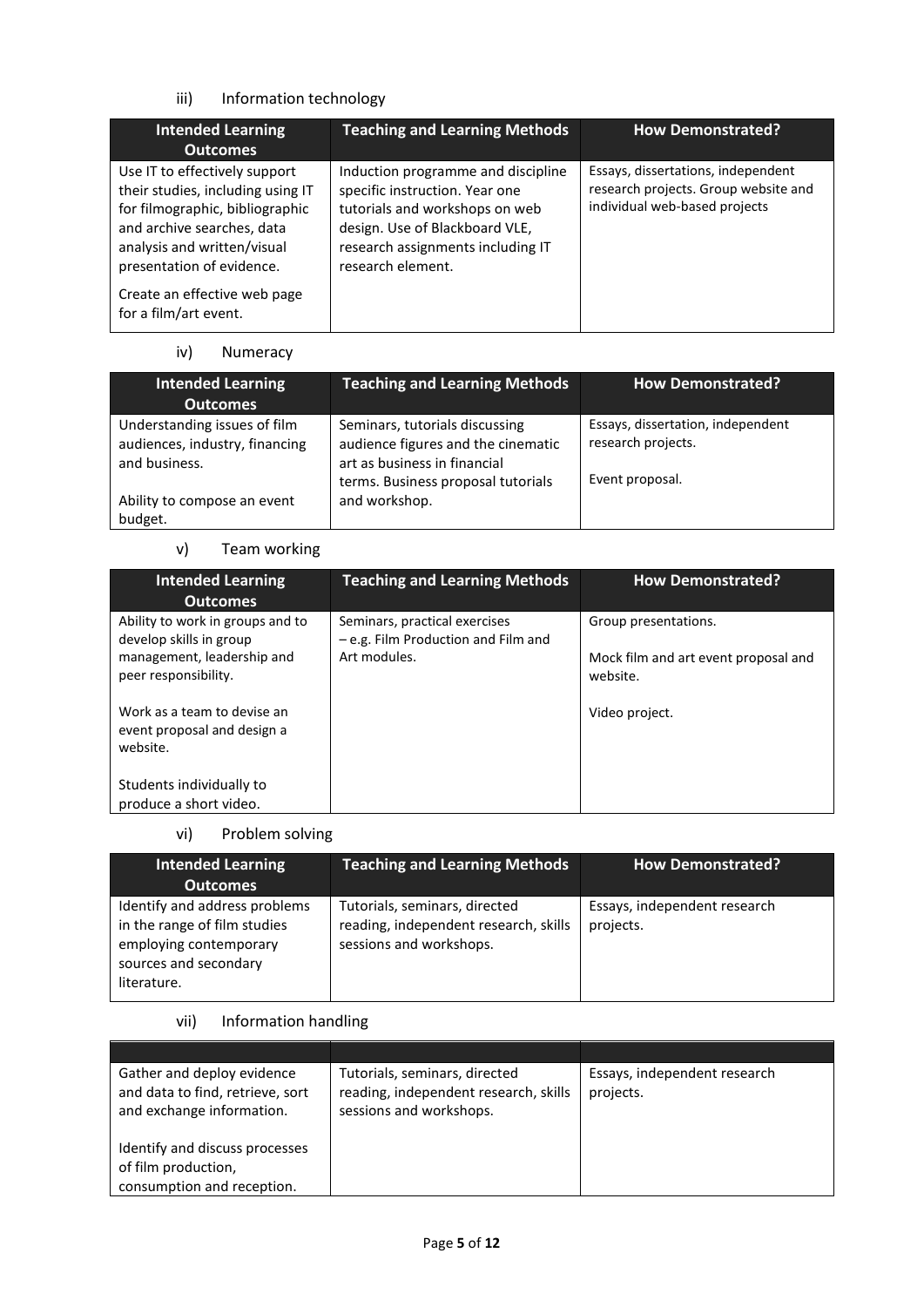### iii) Information technology

| Intended Learning Outcomes | Teaching and Learning Methods | How Demonstrated? |
|---|---|---|
| Use IT to effectively support their studies, including using IT for filmographic, bibliographic and archive searches, data analysis and written/visual presentation of evidence.<br><br>Create an effective web page for a film/art event. | Induction programme and discipline specific instruction. Year one tutorials and workshops on web design. Use of Blackboard VLE, research assignments including IT research element. | Essays, dissertations, independent research projects. Group website and individual web-based projects |

### iv) Numeracy

| Intended Learning Outcomes | Teaching and Learning Methods | How Demonstrated? |
|---|---|---|
| Understanding issues of film audiences, industry, financing and business.<br><br>Ability to compose an event budget. | Seminars, tutorials discussing audience figures and the cinematic art as business in financial terms. Business proposal tutorials and workshop. | Essays, dissertation, independent research projects.<br><br>Event proposal. |

### v) Team working

| Intended Learning Outcomes | Teaching and Learning Methods | How Demonstrated? |
|---|---|---|
| Ability to work in groups and to develop skills in group management, leadership and peer responsibility.<br><br>Work as a team to devise an event proposal and design a website.<br><br>Students individually to produce a short video. | Seminars, practical exercises – e.g. Film Production and Film and Art modules. | Group presentations.<br><br>Mock film and art event proposal and website.<br><br>Video project. |

### vi) Problem solving

| Intended Learning Outcomes | Teaching and Learning Methods | How Demonstrated? |
|---|---|---|
| Identify and address problems in the range of film studies employing contemporary sources and secondary literature. | Tutorials, seminars, directed reading, independent research, skills sessions and workshops. | Essays, independent research projects. |

### vii) Information handling

| | | |
|---|---|---|
| Gather and deploy evidence and data to find, retrieve, sort and exchange information.<br><br>Identify and discuss processes of film production, consumption and reception. | Tutorials, seminars, directed reading, independent research, skills sessions and workshops. | Essays, independent research projects. |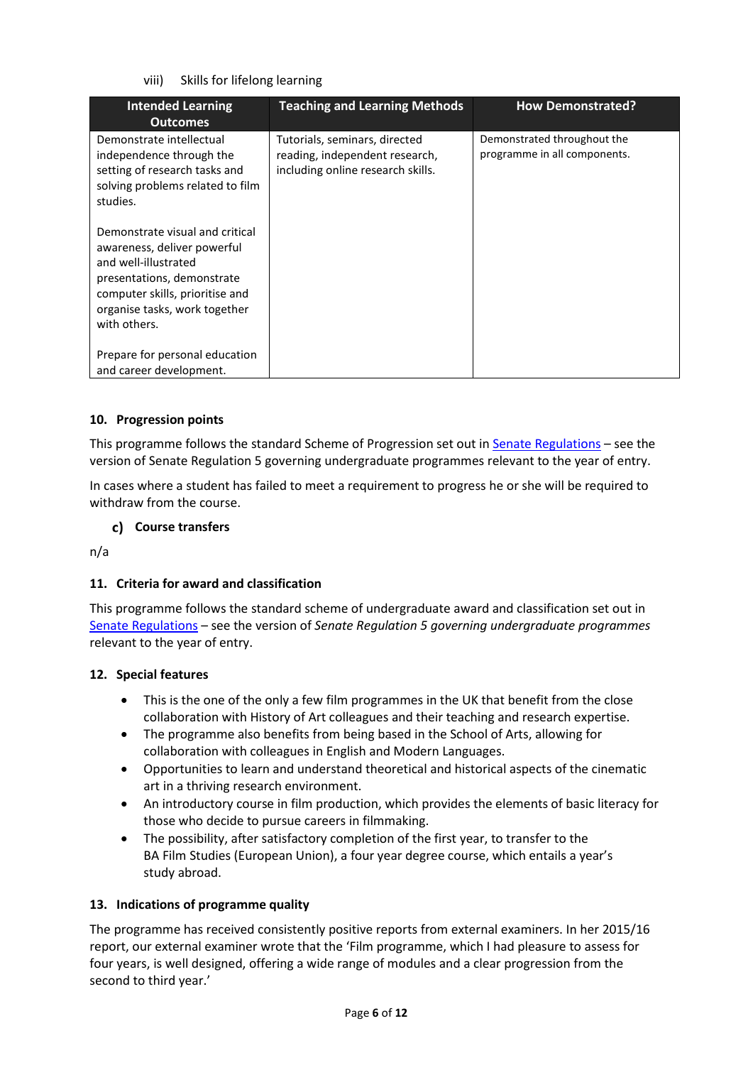viii) Skills for lifelong learning

| Intended Learning Outcomes | Teaching and Learning Methods | How Demonstrated? |
| --- | --- | --- |
| Demonstrate intellectual independence through the setting of research tasks and solving problems related to film studies.<br><br>Demonstrate visual and critical awareness, deliver powerful and well-illustrated presentations, demonstrate computer skills, prioritise and organise tasks, work together with others.<br><br>Prepare for personal education and career development. | Tutorials, seminars, directed reading, independent research, including online research skills. | Demonstrated throughout the programme in all components. |

### 10. Progression points

This programme follows the standard Scheme of Progression set out in [Senate Regulations](Senate Regulations) – see the version of Senate Regulation 5 governing undergraduate programmes relevant to the year of entry.

In cases where a student has failed to meet a requirement to progress he or she will be required to withdraw from the course.

#### c) Course transfers

n/a

### 11. Criteria for award and classification

This programme follows the standard scheme of undergraduate award and classification set out in [Senate Regulations](Senate Regulations) – see the version of *Senate Regulation 5 governing undergraduate programmes* relevant to the year of entry.

### 12. Special features

- This is the one of the only a few film programmes in the UK that benefit from the close collaboration with History of Art colleagues and their teaching and research expertise.
- The programme also benefits from being based in the School of Arts, allowing for collaboration with colleagues in English and Modern Languages.
- Opportunities to learn and understand theoretical and historical aspects of the cinematic art in a thriving research environment.
- An introductory course in film production, which provides the elements of basic literacy for those who decide to pursue careers in filmmaking.
- The possibility, after satisfactory completion of the first year, to transfer to the BA Film Studies (European Union), a four year degree course, which entails a year's study abroad.

### 13. Indications of programme quality

The programme has received consistently positive reports from external examiners. In her 2015/16 report, our external examiner wrote that the 'Film programme, which I had pleasure to assess for four years, is well designed, offering a wide range of modules and a clear progression from the second to third year.'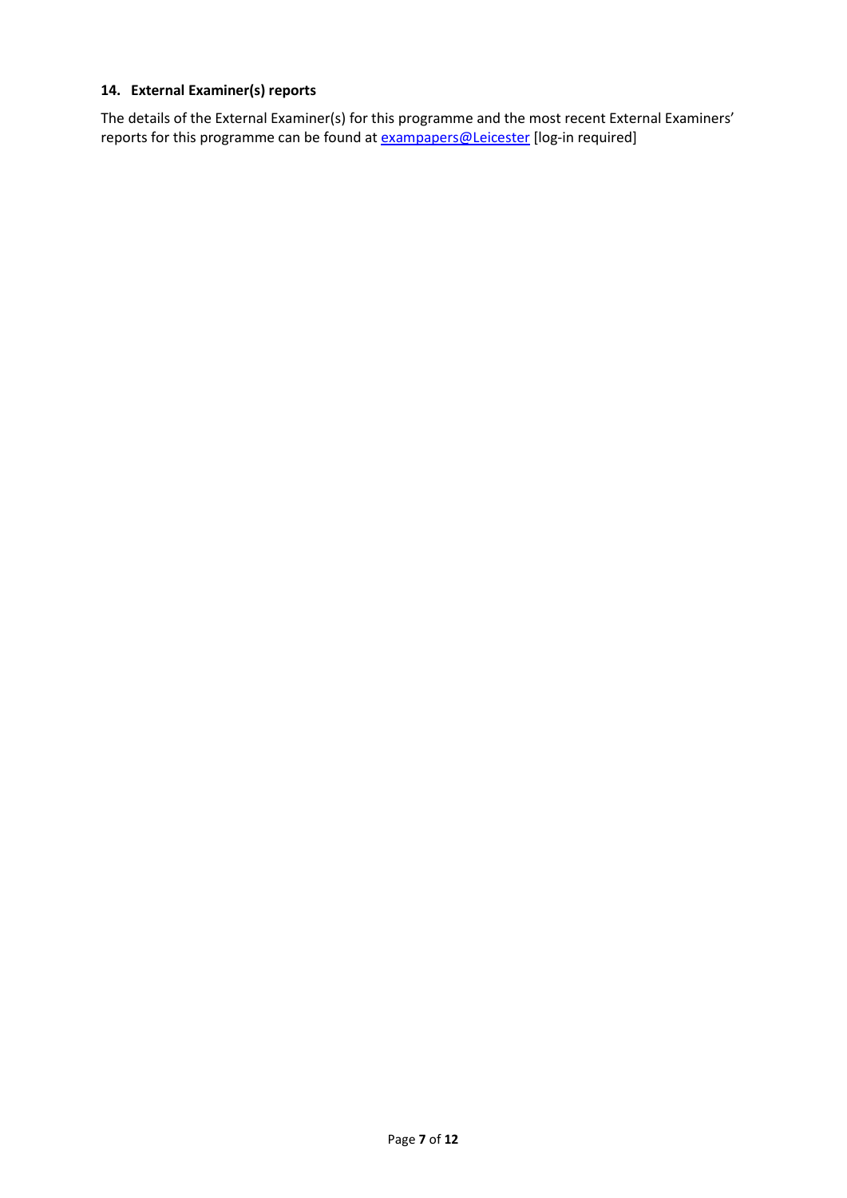## 14. External Examiner(s) reports

The details of the External Examiner(s) for this programme and the most recent External Examiners' reports for this programme can be found at exampapers@Leicester [log-in required]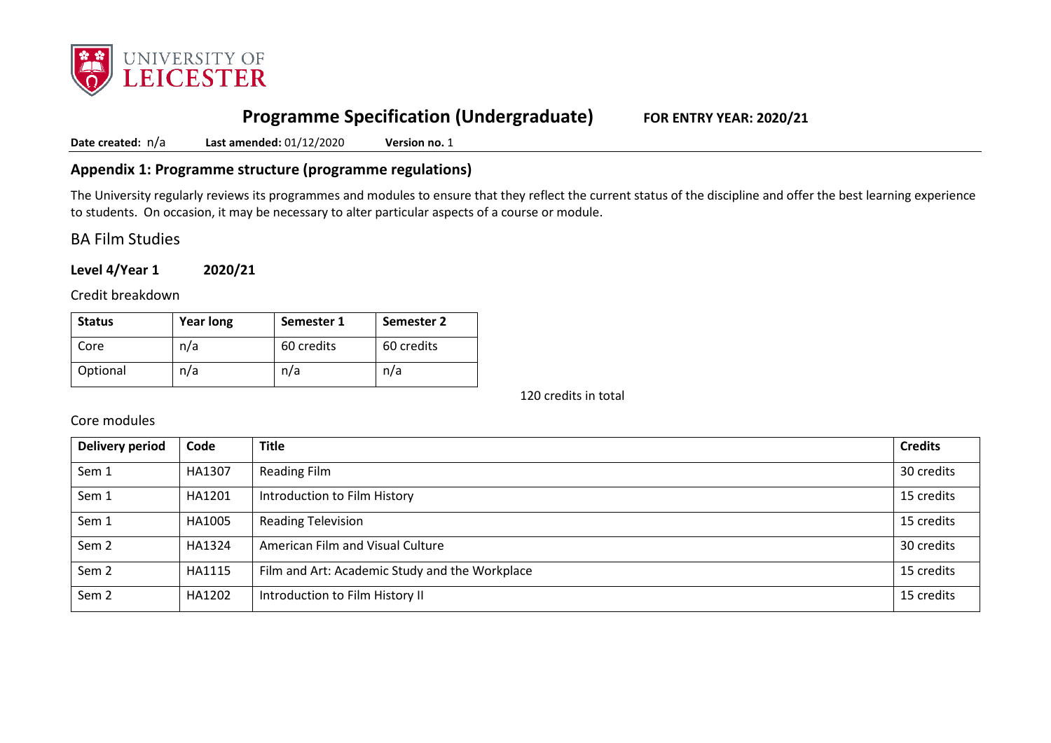# Programme Specification (Undergraduate) **FOR ENTRY YEAR: 2020/21**

**Date created:** n/a **Last amended:** 01/12/2020 **Version no.** 1

## Appendix 1: Programme structure (programme regulations)

The University regularly reviews its programmes and modules to ensure that they reflect the current status of the discipline and offer the best learning experience to students. On occasion, it may be necessary to alter particular aspects of a course or module.

## BA Film Studies

### Level 4/Year 1 2020/21

Credit breakdown

| Status | Year long | Semester 1 | Semester 2 |
|---|---|---|---|
| Core | n/a | 60 credits | 60 credits |
| Optional | n/a | n/a | n/a |

120 credits in total

Core modules

| Delivery period | Code | Title | Credits |
|---|---|---|---|
| Sem 1 | HA1307 | Reading Film | 30 credits |
| Sem 1 | HA1201 | Introduction to Film History | 15 credits |
| Sem 1 | HA1005 | Reading Television | 15 credits |
| Sem 2 | HA1324 | American Film and Visual Culture | 30 credits |
| Sem 2 | HA1115 | Film and Art: Academic Study and the Workplace | 15 credits |
| Sem 2 | HA1202 | Introduction to Film History II | 15 credits |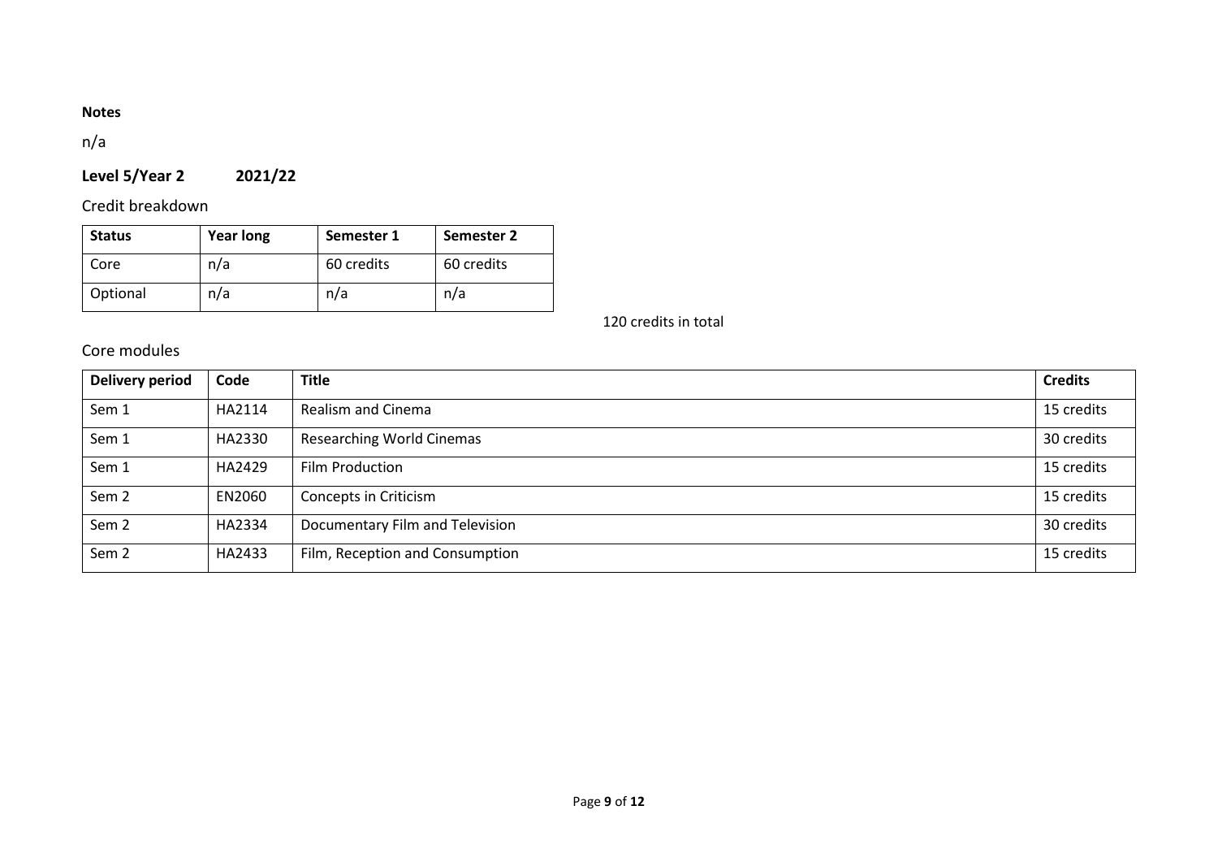**Notes**

n/a

## Level 5/Year 2 2021/22

Credit breakdown

| Status | Year long | Semester 1 | Semester 2 |
|---|---|---|---|
| Core | n/a | 60 credits | 60 credits |
| Optional | n/a | n/a | n/a |

120 credits in total

Core modules

| Delivery period | Code | Title | Credits |
|---|---|---|---|
| Sem 1 | HA2114 | Realism and Cinema | 15 credits |
| Sem 1 | HA2330 | Researching World Cinemas | 30 credits |
| Sem 1 | HA2429 | Film Production | 15 credits |
| Sem 2 | EN2060 | Concepts in Criticism | 15 credits |
| Sem 2 | HA2334 | Documentary Film and Television | 30 credits |
| Sem 2 | HA2433 | Film, Reception and Consumption | 15 credits |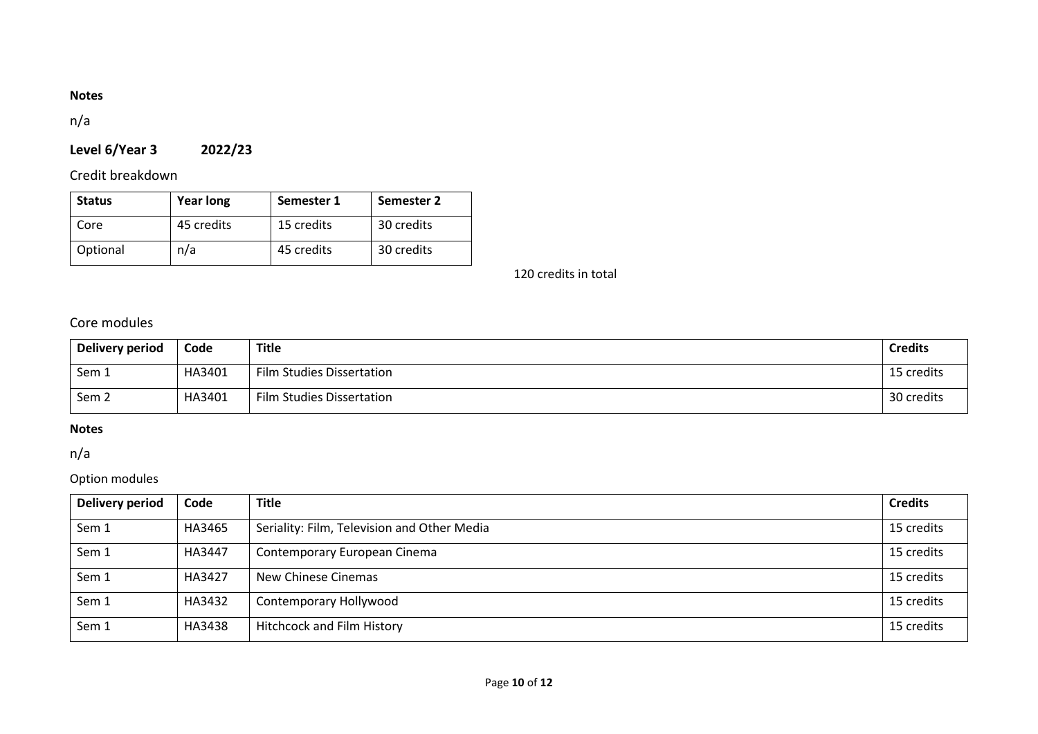**Notes**

n/a

## Level 6/Year 3 2022/23

Credit breakdown

| Status | Year long | Semester 1 | Semester 2 |
|---|---|---|---|
| Core | 45 credits | 15 credits | 30 credits |
| Optional | n/a | 45 credits | 30 credits |

120 credits in total

### Core modules

| Delivery period | Code | Title | Credits |
|---|---|---|---|
| Sem 1 | HA3401 | Film Studies Dissertation | 15 credits |
| Sem 2 | HA3401 | Film Studies Dissertation | 30 credits |

**Notes**

n/a

### Option modules

| Delivery period | Code | Title | Credits |
|---|---|---|---|
| Sem 1 | HA3465 | Seriality: Film, Television and Other Media | 15 credits |
| Sem 1 | HA3447 | Contemporary European Cinema | 15 credits |
| Sem 1 | HA3427 | New Chinese Cinemas | 15 credits |
| Sem 1 | HA3432 | Contemporary Hollywood | 15 credits |
| Sem 1 | HA3438 | Hitchcock and Film History | 15 credits |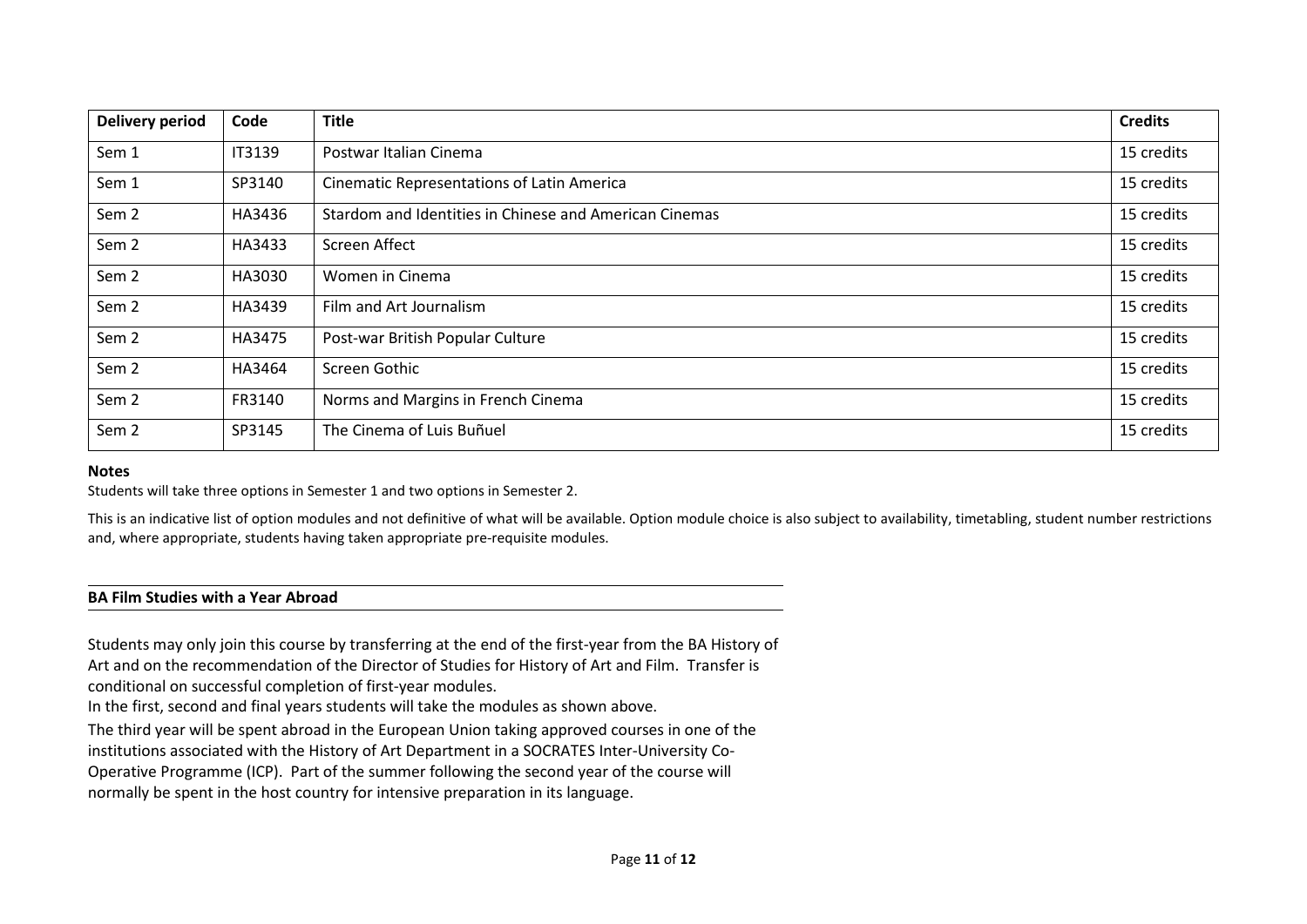| Delivery period | Code | Title | Credits |
| --- | --- | --- | --- |
| Sem 1 | IT3139 | Postwar Italian Cinema | 15 credits |
| Sem 1 | SP3140 | Cinematic Representations of Latin America | 15 credits |
| Sem 2 | HA3436 | Stardom and Identities in Chinese and American Cinemas | 15 credits |
| Sem 2 | HA3433 | Screen Affect | 15 credits |
| Sem 2 | HA3030 | Women in Cinema | 15 credits |
| Sem 2 | HA3439 | Film and Art Journalism | 15 credits |
| Sem 2 | HA3475 | Post-war British Popular Culture | 15 credits |
| Sem 2 | HA3464 | Screen Gothic | 15 credits |
| Sem 2 | FR3140 | Norms and Margins in French Cinema | 15 credits |
| Sem 2 | SP3145 | The Cinema of Luis Buñuel | 15 credits |

**Notes**

Students will take three options in Semester 1 and two options in Semester 2.

This is an indicative list of option modules and not definitive of what will be available. Option module choice is also subject to availability, timetabling, student number restrictions and, where appropriate, students having taken appropriate pre-requisite modules.

## BA Film Studies with a Year Abroad

Students may only join this course by transferring at the end of the first-year from the BA History of Art and on the recommendation of the Director of Studies for History of Art and Film. Transfer is conditional on successful completion of first-year modules.

In the first, second and final years students will take the modules as shown above.

The third year will be spent abroad in the European Union taking approved courses in one of the institutions associated with the History of Art Department in a SOCRATES Inter-University Co-Operative Programme (ICP). Part of the summer following the second year of the course will normally be spent in the host country for intensive preparation in its language.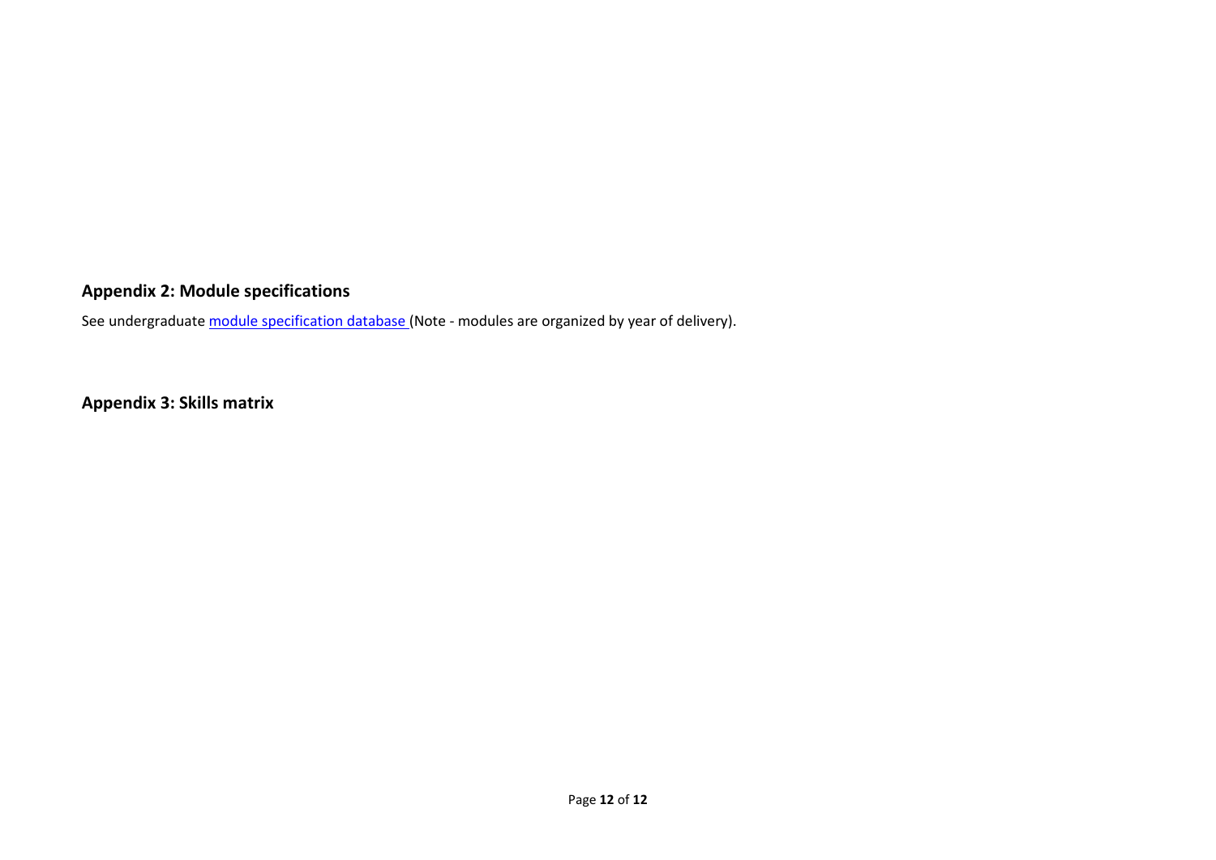## Appendix 2: Module specifications

See undergraduate module specification database (Note - modules are organized by year of delivery).

## Appendix 3: Skills matrix